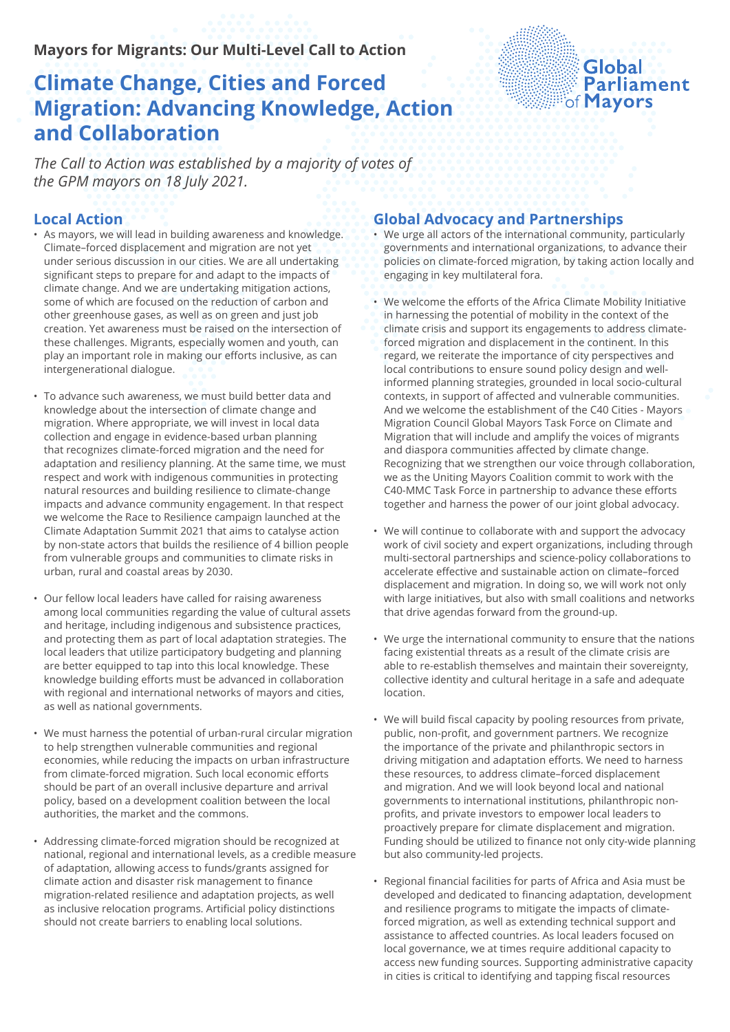**Mayors for Migrants: Our Multi-Level Call to Action**

# Climate Change, Cities and Forced Migration: Advancing Knowledge, Action and Collaboration

Global Parliament of Mayors

*The Call to Action was established by a majority of votes of the GPM mayors on 18 July 2021.*

## Local Action

- As mayors, we will lead in building awareness and knowledge. Climate–forced displacement and migration are not yet under serious discussion in our cities. We are all undertaking significant steps to prepare for and adapt to the impacts of climate change. And we are undertaking mitigation actions, some of which are focused on the reduction of carbon and other greenhouse gases, as well as on green and just job creation. Yet awareness must be raised on the intersection of these challenges. Migrants, especially women and youth, can play an important role in making our efforts inclusive, as can intergenerational dialogue.

- To advance such awareness, we must build better data and knowledge about the intersection of climate change and migration. Where appropriate, we will invest in local data collection and engage in evidence-based urban planning that recognizes climate-forced migration and the need for adaptation and resiliency planning. At the same time, we must respect and work with indigenous communities in protecting natural resources and building resilience to climate-change impacts and advance community engagement. In that respect we welcome the Race to Resilience campaign launched at the Climate Adaptation Summit 2021 that aims to catalyse action by non-state actors that builds the resilience of 4 billion people from vulnerable groups and communities to climate risks in urban, rural and coastal areas by 2030.

- Our fellow local leaders have called for raising awareness among local communities regarding the value of cultural assets and heritage, including indigenous and subsistence practices, and protecting them as part of local adaptation strategies. The local leaders that utilize participatory budgeting and planning are better equipped to tap into this local knowledge. These knowledge building efforts must be advanced in collaboration with regional and international networks of mayors and cities, as well as national governments.

- We must harness the potential of urban-rural circular migration to help strengthen vulnerable communities and regional economies, while reducing the impacts on urban infrastructure from climate-forced migration. Such local economic efforts should be part of an overall inclusive departure and arrival policy, based on a development coalition between the local authorities, the market and the commons.

- Addressing climate-forced migration should be recognized at national, regional and international levels, as a credible measure of adaptation, allowing access to funds/grants assigned for climate action and disaster risk management to finance migration-related resilience and adaptation projects, as well as inclusive relocation programs. Artificial policy distinctions should not create barriers to enabling local solutions.

## Global Advocacy and Partnerships

- We urge all actors of the international community, particularly governments and international organizations, to advance their policies on climate-forced migration, by taking action locally and engaging in key multilateral fora.

- We welcome the efforts of the Africa Climate Mobility Initiative in harnessing the potential of mobility in the context of the climate crisis and support its engagements to address climate-forced migration and displacement in the continent. In this regard, we reiterate the importance of city perspectives and local contributions to ensure sound policy design and well-informed planning strategies, grounded in local socio-cultural contexts, in support of affected and vulnerable communities. And we welcome the establishment of the C40 Cities - Mayors Migration Council Global Mayors Task Force on Climate and Migration that will include and amplify the voices of migrants and diaspora communities affected by climate change. Recognizing that we strengthen our voice through collaboration, we as the Uniting Mayors Coalition commit to work with the C40-MMC Task Force in partnership to advance these efforts together and harness the power of our joint global advocacy.

- We will continue to collaborate with and support the advocacy work of civil society and expert organizations, including through multi-sectoral partnerships and science-policy collaborations to accelerate effective and sustainable action on climate–forced displacement and migration. In doing so, we will work not only with large initiatives, but also with small coalitions and networks that drive agendas forward from the ground-up.

- We urge the international community to ensure that the nations facing existential threats as a result of the climate crisis are able to re-establish themselves and maintain their sovereignty, collective identity and cultural heritage in a safe and adequate location.

- We will build fiscal capacity by pooling resources from private, public, non-profit, and government partners. We recognize the importance of the private and philanthropic sectors in driving mitigation and adaptation efforts. We need to harness these resources, to address climate–forced displacement and migration. And we will look beyond local and national governments to international institutions, philanthropic non-profits, and private investors to empower local leaders to proactively prepare for climate displacement and migration. Funding should be utilized to finance not only city-wide planning but also community-led projects.

- Regional financial facilities for parts of Africa and Asia must be developed and dedicated to financing adaptation, development and resilience programs to mitigate the impacts of climate-forced migration, as well as extending technical support and assistance to affected countries. As local leaders focused on local governance, we at times require additional capacity to access new funding sources. Supporting administrative capacity in cities is critical to identifying and tapping fiscal resources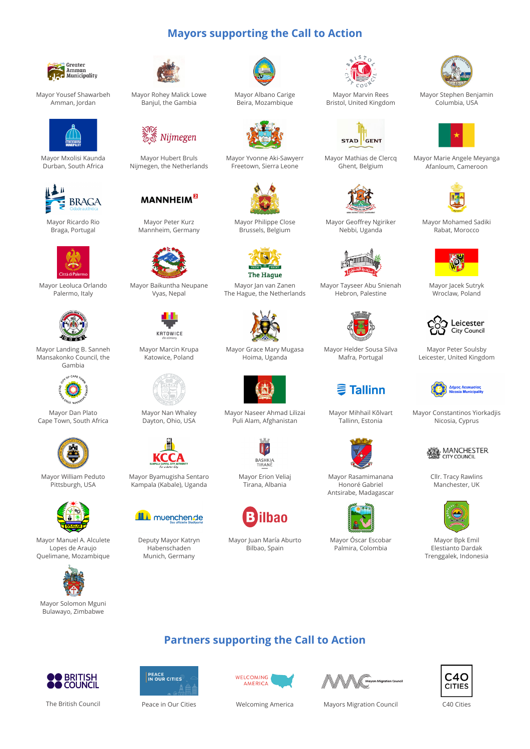## Mayors supporting the Call to Action

Mayor Yousef Shawarbeh
Amman, Jordan

Mayor Rohey Malick Lowe
Banjul, the Gambia

Mayor Albano Carige
Beira, Mozambique

Mayor Marvin Rees
Bristol, United Kingdom

Mayor Stephen Benjamin
Columbia, USA

Mayor Mxolisi Kaunda
Durban, South Africa

Mayor Hubert Bruls
Nijmegen, the Netherlands

Mayor Yvonne Aki-Sawyerr
Freetown, Sierra Leone

Mayor Mathias de Clercq
Ghent, Belgium

Mayor Marie Angele Meyanga
Afanloum, Cameroon

Mayor Ricardo Rio
Braga, Portugal

Mayor Peter Kurz
Mannheim, Germany

Mayor Philippe Close
Brussels, Belgium

Mayor Geoffrey Ngiriker
Nebbi, Uganda

Mayor Mohamed Sadiki
Rabat, Morocco

Mayor Leoluca Orlando
Palermo, Italy

Mayor Baikuntha Neupane
Vyas, Nepal

Mayor Jan van Zanen
The Hague, the Netherlands

Mayor Tayseer Abu Snienah
Hebron, Palestine

Mayor Jacek Sutryk
Wroclaw, Poland

Mayor Landing B. Sanneh
Mansakonko Council, the Gambia

Mayor Marcin Krupa
Katowice, Poland

Mayor Grace Mary Mugasa
Hoima, Uganda

Mayor Helder Sousa Silva
Mafra, Portugal

Mayor Peter Soulsby
Leicester, United Kingdom

Mayor Dan Plato
Cape Town, South Africa

Mayor Nan Whaley
Dayton, Ohio, USA

Mayor Naseer Ahmad Lilizai
Puli Alam, Afghanistan

Mayor Mihhail Kõlvart
Tallinn, Estonia

Mayor Constantinos Yiorkadjis
Nicosia, Cyprus

Mayor William Peduto
Pittsburgh, USA

Mayor Byamugisha Sentaro
Kampala (Kabale), Uganda

Mayor Erion Veliaj
Tirana, Albania

Mayor Rasamimanana Honoré Gabriel
Antsirabe, Madagascar

Cllr. Tracy Rawlins
Manchester, UK

Mayor Manuel A. Alculete Lopes de Araujo
Quelimane, Mozambique

Deputy Mayor Katryn Habenschaden
Munich, Germany

Mayor Juan María Aburto
Bilbao, Spain

Mayor Óscar Escobar
Palmira, Colombia

Mayor Bpk Emil Elestianto Dardak
Trenggalek, Indonesia

Mayor Solomon Mguni
Bulawayo, Zimbabwe

## Partners supporting the Call to Action

The British Council

Peace in Our Cities

Welcoming America

Mayors Migration Council

C40 Cities